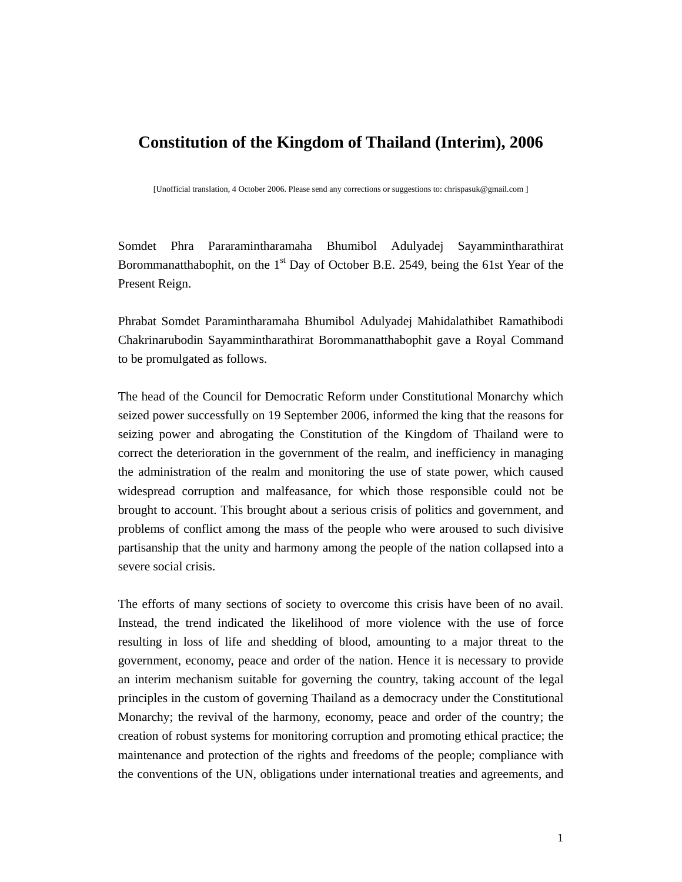# Constitution of the Kingdom of Thailand (Interim), 2006

[Unofficial translation, 4 October 2006. Please send any corrections or suggestions to: chrispasuk@gmail.com ]

Somdet Phra Pararamintharamaha Bhumibol Adulyadej Sayammintharathirat Borommanatthabophit, on the 1st Day of October B.E. 2549, being the 61st Year of the Present Reign.

Phrabat Somdet Paramintharamaha Bhumibol Adulyadej Mahidalathibet Ramathibodi Chakrinarubodin Sayammintharathirat Borommanatthabophit gave a Royal Command to be promulgated as follows.

The head of the Council for Democratic Reform under Constitutional Monarchy which seized power successfully on 19 September 2006, informed the king that the reasons for seizing power and abrogating the Constitution of the Kingdom of Thailand were to correct the deterioration in the government of the realm, and inefficiency in managing the administration of the realm and monitoring the use of state power, which caused widespread corruption and malfeasance, for which those responsible could not be brought to account. This brought about a serious crisis of politics and government, and problems of conflict among the mass of the people who were aroused to such divisive partisanship that the unity and harmony among the people of the nation collapsed into a severe social crisis.

The efforts of many sections of society to overcome this crisis have been of no avail. Instead, the trend indicated the likelihood of more violence with the use of force resulting in loss of life and shedding of blood, amounting to a major threat to the government, economy, peace and order of the nation. Hence it is necessary to provide an interim mechanism suitable for governing the country, taking account of the legal principles in the custom of governing Thailand as a democracy under the Constitutional Monarchy; the revival of the harmony, economy, peace and order of the country; the creation of robust systems for monitoring corruption and promoting ethical practice; the maintenance and protection of the rights and freedoms of the people; compliance with the conventions of the UN, obligations under international treaties and agreements, and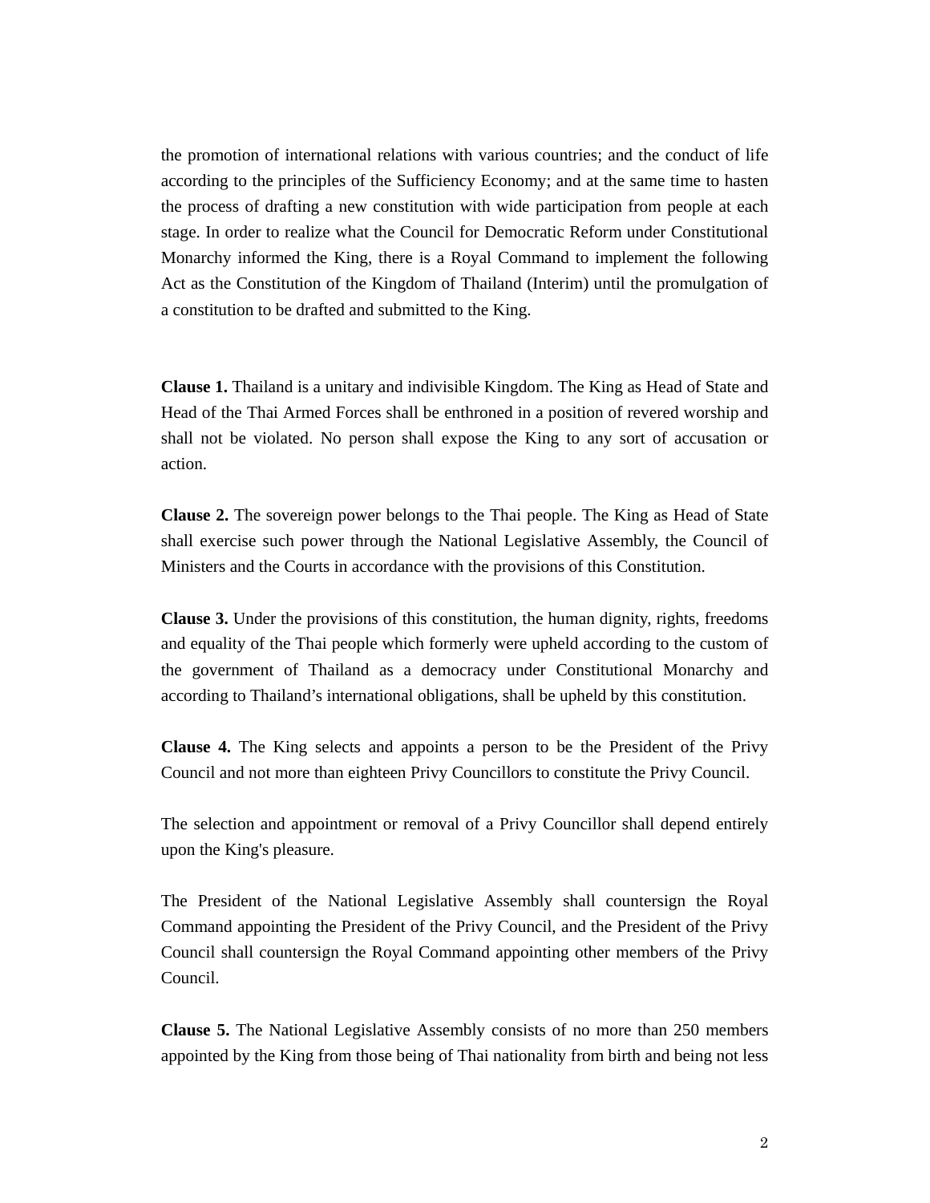the promotion of international relations with various countries; and the conduct of life according to the principles of the Sufficiency Economy; and at the same time to hasten the process of drafting a new constitution with wide participation from people at each stage. In order to realize what the Council for Democratic Reform under Constitutional Monarchy informed the King, there is a Royal Command to implement the following Act as the Constitution of the Kingdom of Thailand (Interim) until the promulgation of a constitution to be drafted and submitted to the King.

**Clause 1.** Thailand is a unitary and indivisible Kingdom. The King as Head of State and Head of the Thai Armed Forces shall be enthroned in a position of revered worship and shall not be violated. No person shall expose the King to any sort of accusation or action.

**Clause 2.** The sovereign power belongs to the Thai people. The King as Head of State shall exercise such power through the National Legislative Assembly, the Council of Ministers and the Courts in accordance with the provisions of this Constitution.

**Clause 3.** Under the provisions of this constitution, the human dignity, rights, freedoms and equality of the Thai people which formerly were upheld according to the custom of the government of Thailand as a democracy under Constitutional Monarchy and according to Thailand's international obligations, shall be upheld by this constitution.

**Clause 4.** The King selects and appoints a person to be the President of the Privy Council and not more than eighteen Privy Councillors to constitute the Privy Council.

The selection and appointment or removal of a Privy Councillor shall depend entirely upon the King's pleasure.

The President of the National Legislative Assembly shall countersign the Royal Command appointing the President of the Privy Council, and the President of the Privy Council shall countersign the Royal Command appointing other members of the Privy Council.

**Clause 5.** The National Legislative Assembly consists of no more than 250 members appointed by the King from those being of Thai nationality from birth and being not less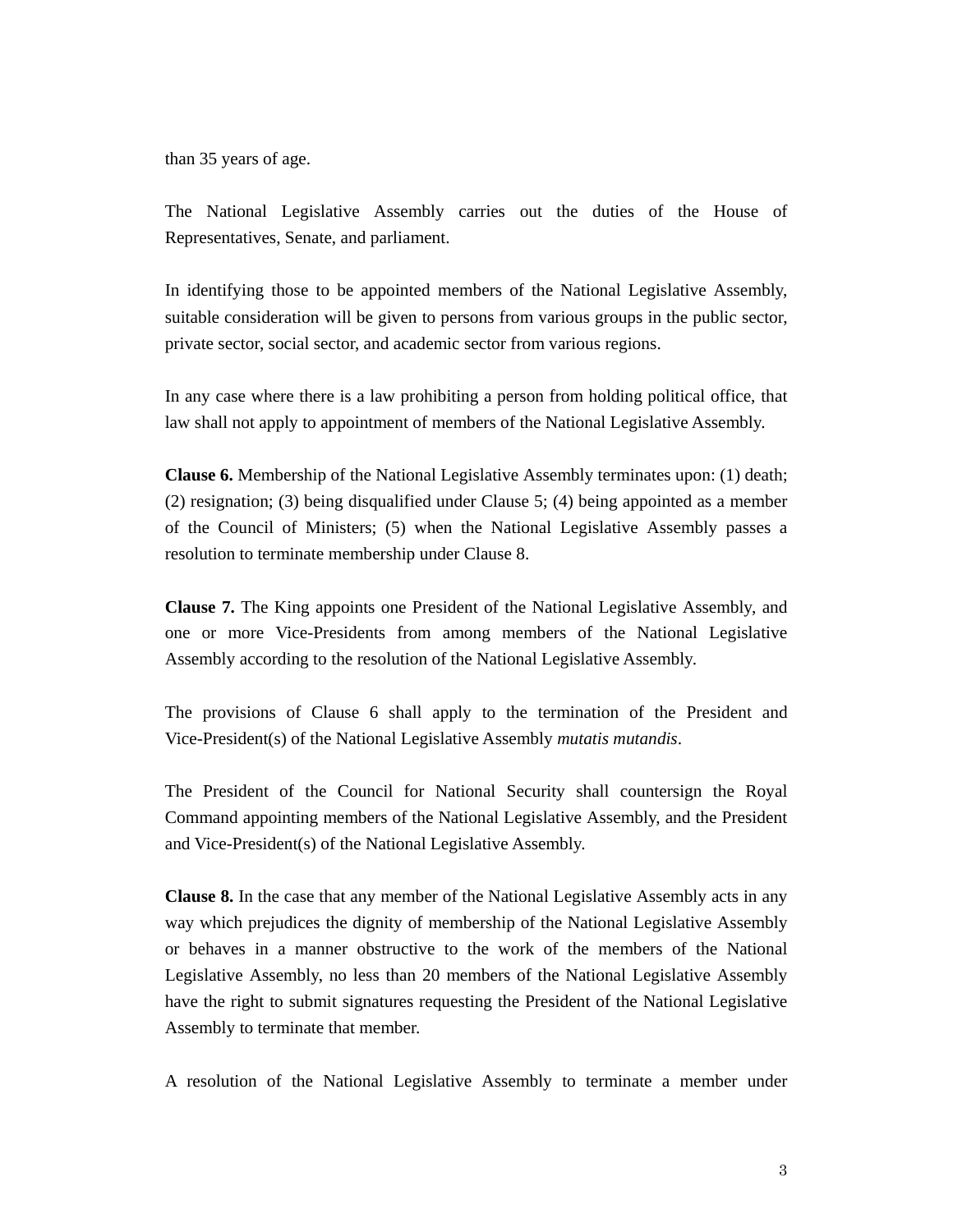than 35 years of age.

The National Legislative Assembly carries out the duties of the House of Representatives, Senate, and parliament.

In identifying those to be appointed members of the National Legislative Assembly, suitable consideration will be given to persons from various groups in the public sector, private sector, social sector, and academic sector from various regions.

In any case where there is a law prohibiting a person from holding political office, that law shall not apply to appointment of members of the National Legislative Assembly.

**Clause 6.** Membership of the National Legislative Assembly terminates upon: (1) death; (2) resignation; (3) being disqualified under Clause 5; (4) being appointed as a member of the Council of Ministers; (5) when the National Legislative Assembly passes a resolution to terminate membership under Clause 8.

**Clause 7.** The King appoints one President of the National Legislative Assembly, and one or more Vice-Presidents from among members of the National Legislative Assembly according to the resolution of the National Legislative Assembly.

The provisions of Clause 6 shall apply to the termination of the President and Vice-President(s) of the National Legislative Assembly *mutatis mutandis*.

The President of the Council for National Security shall countersign the Royal Command appointing members of the National Legislative Assembly, and the President and Vice-President(s) of the National Legislative Assembly.

**Clause 8.** In the case that any member of the National Legislative Assembly acts in any way which prejudices the dignity of membership of the National Legislative Assembly or behaves in a manner obstructive to the work of the members of the National Legislative Assembly, no less than 20 members of the National Legislative Assembly have the right to submit signatures requesting the President of the National Legislative Assembly to terminate that member.

A resolution of the National Legislative Assembly to terminate a member under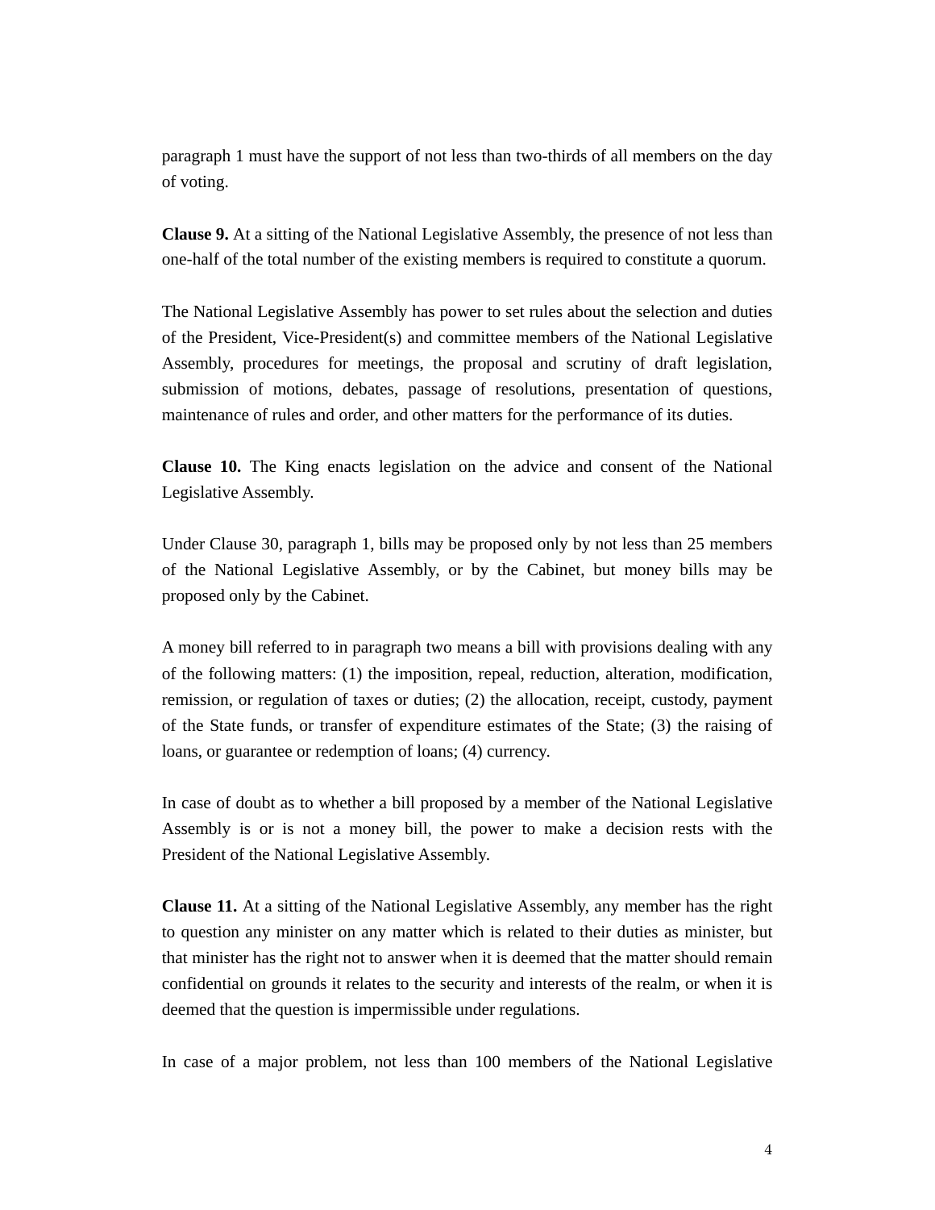paragraph 1 must have the support of not less than two-thirds of all members on the day of voting.

**Clause 9.** At a sitting of the National Legislative Assembly, the presence of not less than one-half of the total number of the existing members is required to constitute a quorum.

The National Legislative Assembly has power to set rules about the selection and duties of the President, Vice-President(s) and committee members of the National Legislative Assembly, procedures for meetings, the proposal and scrutiny of draft legislation, submission of motions, debates, passage of resolutions, presentation of questions, maintenance of rules and order, and other matters for the performance of its duties.

**Clause 10.** The King enacts legislation on the advice and consent of the National Legislative Assembly.

Under Clause 30, paragraph 1, bills may be proposed only by not less than 25 members of the National Legislative Assembly, or by the Cabinet, but money bills may be proposed only by the Cabinet.

A money bill referred to in paragraph two means a bill with provisions dealing with any of the following matters: (1) the imposition, repeal, reduction, alteration, modification, remission, or regulation of taxes or duties; (2) the allocation, receipt, custody, payment of the State funds, or transfer of expenditure estimates of the State; (3) the raising of loans, or guarantee or redemption of loans; (4) currency.

In case of doubt as to whether a bill proposed by a member of the National Legislative Assembly is or is not a money bill, the power to make a decision rests with the President of the National Legislative Assembly.

**Clause 11.** At a sitting of the National Legislative Assembly, any member has the right to question any minister on any matter which is related to their duties as minister, but that minister has the right not to answer when it is deemed that the matter should remain confidential on grounds it relates to the security and interests of the realm, or when it is deemed that the question is impermissible under regulations.

In case of a major problem, not less than 100 members of the National Legislative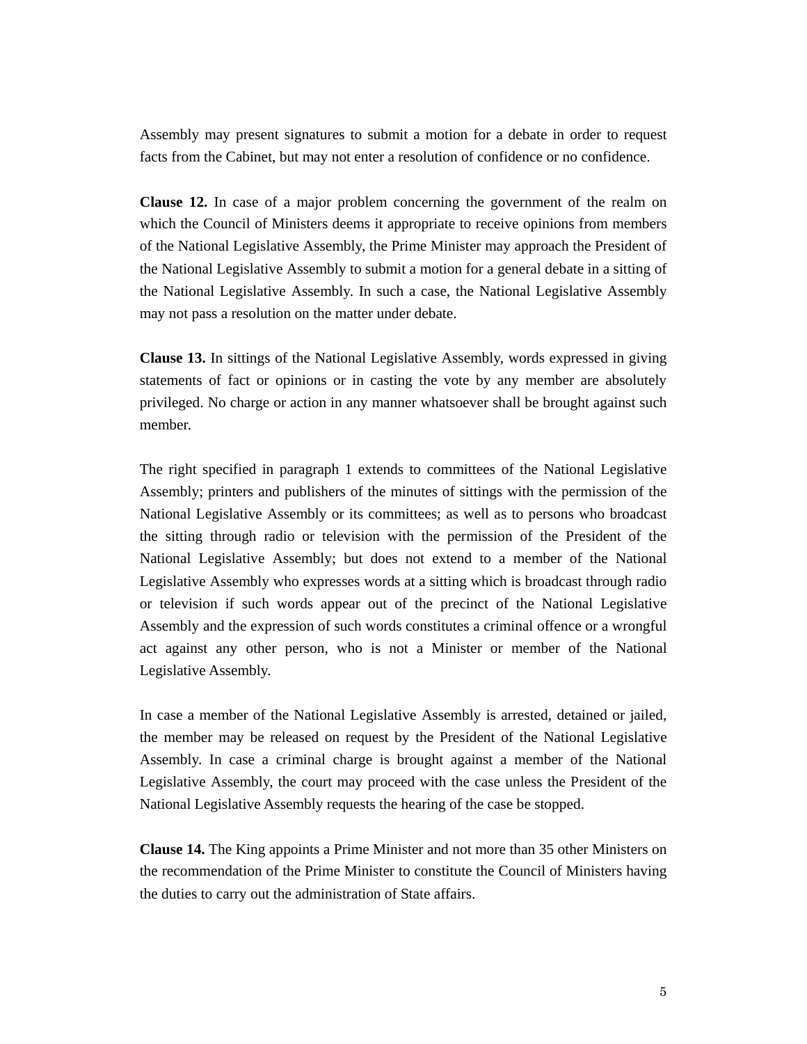Assembly may present signatures to submit a motion for a debate in order to request facts from the Cabinet, but may not enter a resolution of confidence or no confidence.

**Clause 12.** In case of a major problem concerning the government of the realm on which the Council of Ministers deems it appropriate to receive opinions from members of the National Legislative Assembly, the Prime Minister may approach the President of the National Legislative Assembly to submit a motion for a general debate in a sitting of the National Legislative Assembly. In such a case, the National Legislative Assembly may not pass a resolution on the matter under debate.

**Clause 13.** In sittings of the National Legislative Assembly, words expressed in giving statements of fact or opinions or in casting the vote by any member are absolutely privileged. No charge or action in any manner whatsoever shall be brought against such member.

The right specified in paragraph 1 extends to committees of the National Legislative Assembly; printers and publishers of the minutes of sittings with the permission of the National Legislative Assembly or its committees; as well as to persons who broadcast the sitting through radio or television with the permission of the President of the National Legislative Assembly; but does not extend to a member of the National Legislative Assembly who expresses words at a sitting which is broadcast through radio or television if such words appear out of the precinct of the National Legislative Assembly and the expression of such words constitutes a criminal offence or a wrongful act against any other person, who is not a Minister or member of the National Legislative Assembly.

In case a member of the National Legislative Assembly is arrested, detained or jailed, the member may be released on request by the President of the National Legislative Assembly. In case a criminal charge is brought against a member of the National Legislative Assembly, the court may proceed with the case unless the President of the National Legislative Assembly requests the hearing of the case be stopped.

**Clause 14.** The King appoints a Prime Minister and not more than 35 other Ministers on the recommendation of the Prime Minister to constitute the Council of Ministers having the duties to carry out the administration of State affairs.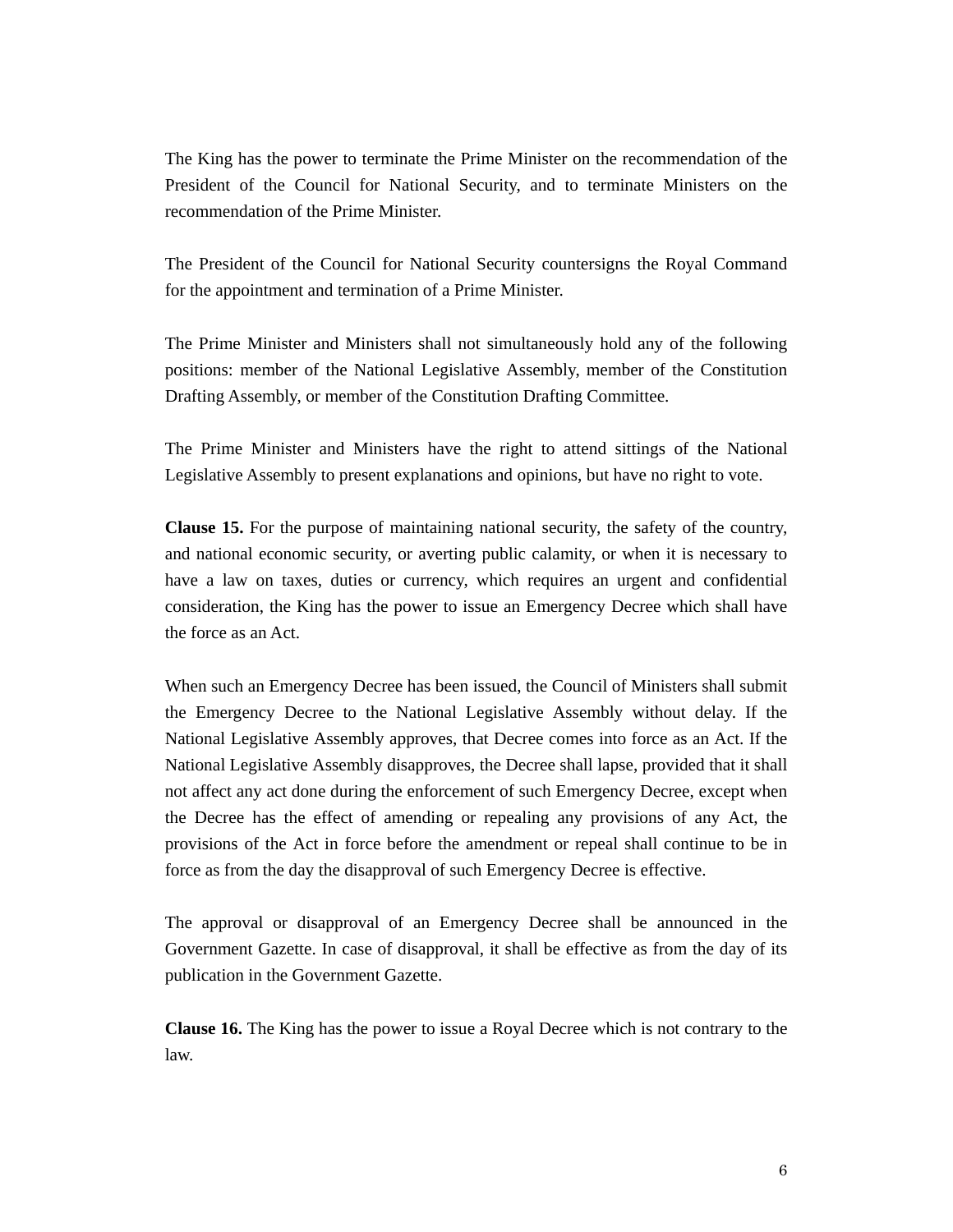The King has the power to terminate the Prime Minister on the recommendation of the President of the Council for National Security, and to terminate Ministers on the recommendation of the Prime Minister.

The President of the Council for National Security countersigns the Royal Command for the appointment and termination of a Prime Minister.

The Prime Minister and Ministers shall not simultaneously hold any of the following positions: member of the National Legislative Assembly, member of the Constitution Drafting Assembly, or member of the Constitution Drafting Committee.

The Prime Minister and Ministers have the right to attend sittings of the National Legislative Assembly to present explanations and opinions, but have no right to vote.

**Clause 15.** For the purpose of maintaining national security, the safety of the country, and national economic security, or averting public calamity, or when it is necessary to have a law on taxes, duties or currency, which requires an urgent and confidential consideration, the King has the power to issue an Emergency Decree which shall have the force as an Act.

When such an Emergency Decree has been issued, the Council of Ministers shall submit the Emergency Decree to the National Legislative Assembly without delay. If the National Legislative Assembly approves, that Decree comes into force as an Act. If the National Legislative Assembly disapproves, the Decree shall lapse, provided that it shall not affect any act done during the enforcement of such Emergency Decree, except when the Decree has the effect of amending or repealing any provisions of any Act, the provisions of the Act in force before the amendment or repeal shall continue to be in force as from the day the disapproval of such Emergency Decree is effective.

The approval or disapproval of an Emergency Decree shall be announced in the Government Gazette. In case of disapproval, it shall be effective as from the day of its publication in the Government Gazette.

**Clause 16.** The King has the power to issue a Royal Decree which is not contrary to the law.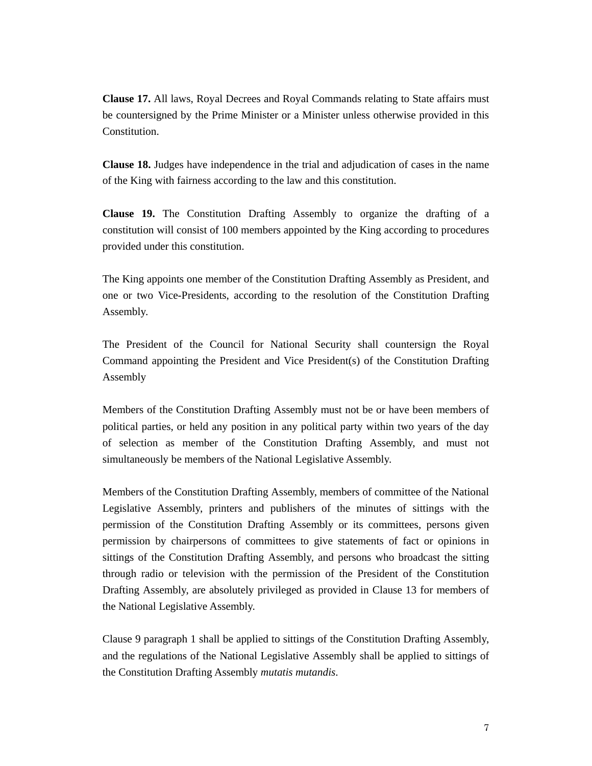**Clause 17.** All laws, Royal Decrees and Royal Commands relating to State affairs must be countersigned by the Prime Minister or a Minister unless otherwise provided in this Constitution.

**Clause 18.** Judges have independence in the trial and adjudication of cases in the name of the King with fairness according to the law and this constitution.

**Clause 19.** The Constitution Drafting Assembly to organize the drafting of a constitution will consist of 100 members appointed by the King according to procedures provided under this constitution.

The King appoints one member of the Constitution Drafting Assembly as President, and one or two Vice-Presidents, according to the resolution of the Constitution Drafting Assembly.

The President of the Council for National Security shall countersign the Royal Command appointing the President and Vice President(s) of the Constitution Drafting Assembly

Members of the Constitution Drafting Assembly must not be or have been members of political parties, or held any position in any political party within two years of the day of selection as member of the Constitution Drafting Assembly, and must not simultaneously be members of the National Legislative Assembly.

Members of the Constitution Drafting Assembly, members of committee of the National Legislative Assembly, printers and publishers of the minutes of sittings with the permission of the Constitution Drafting Assembly or its committees, persons given permission by chairpersons of committees to give statements of fact or opinions in sittings of the Constitution Drafting Assembly, and persons who broadcast the sitting through radio or television with the permission of the President of the Constitution Drafting Assembly, are absolutely privileged as provided in Clause 13 for members of the National Legislative Assembly.

Clause 9 paragraph 1 shall be applied to sittings of the Constitution Drafting Assembly, and the regulations of the National Legislative Assembly shall be applied to sittings of the Constitution Drafting Assembly *mutatis mutandis*.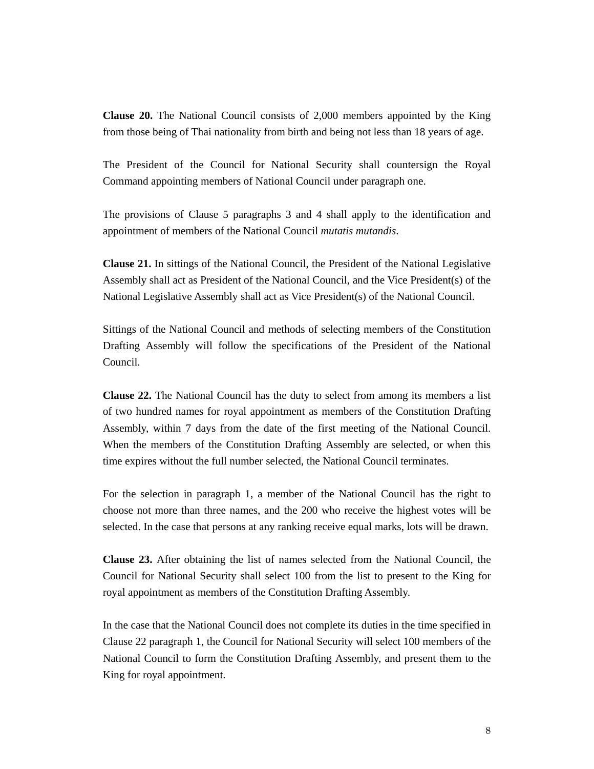**Clause 20.** The National Council consists of 2,000 members appointed by the King from those being of Thai nationality from birth and being not less than 18 years of age.

The President of the Council for National Security shall countersign the Royal Command appointing members of National Council under paragraph one.

The provisions of Clause 5 paragraphs 3 and 4 shall apply to the identification and appointment of members of the National Council *mutatis mutandis*.

**Clause 21.** In sittings of the National Council, the President of the National Legislative Assembly shall act as President of the National Council, and the Vice President(s) of the National Legislative Assembly shall act as Vice President(s) of the National Council.

Sittings of the National Council and methods of selecting members of the Constitution Drafting Assembly will follow the specifications of the President of the National Council.

**Clause 22.** The National Council has the duty to select from among its members a list of two hundred names for royal appointment as members of the Constitution Drafting Assembly, within 7 days from the date of the first meeting of the National Council. When the members of the Constitution Drafting Assembly are selected, or when this time expires without the full number selected, the National Council terminates.

For the selection in paragraph 1, a member of the National Council has the right to choose not more than three names, and the 200 who receive the highest votes will be selected. In the case that persons at any ranking receive equal marks, lots will be drawn.

**Clause 23.** After obtaining the list of names selected from the National Council, the Council for National Security shall select 100 from the list to present to the King for royal appointment as members of the Constitution Drafting Assembly.

In the case that the National Council does not complete its duties in the time specified in Clause 22 paragraph 1, the Council for National Security will select 100 members of the National Council to form the Constitution Drafting Assembly, and present them to the King for royal appointment.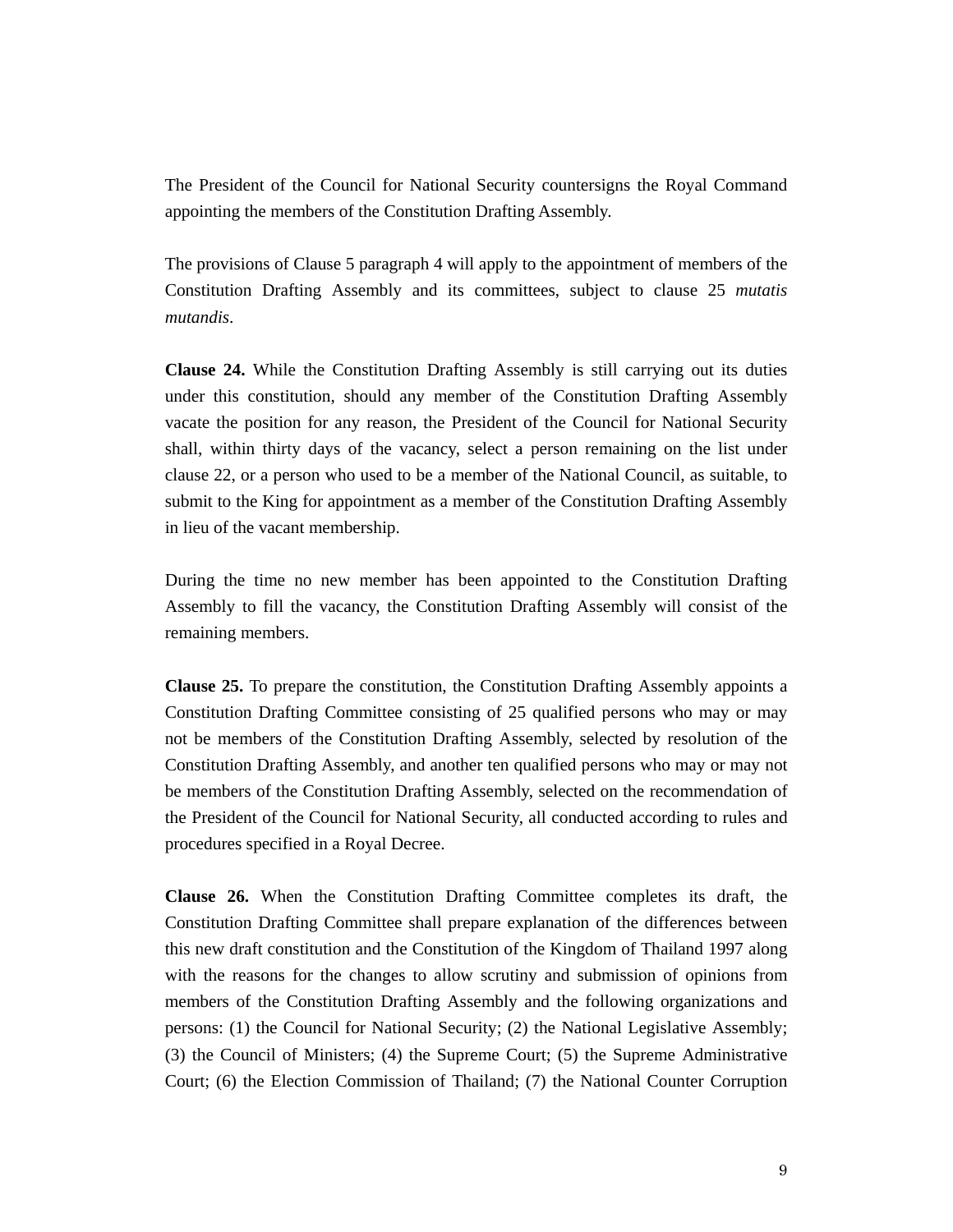The President of the Council for National Security countersigns the Royal Command appointing the members of the Constitution Drafting Assembly.

The provisions of Clause 5 paragraph 4 will apply to the appointment of members of the Constitution Drafting Assembly and its committees, subject to clause 25 *mutatis mutandis*.

**Clause 24.** While the Constitution Drafting Assembly is still carrying out its duties under this constitution, should any member of the Constitution Drafting Assembly vacate the position for any reason, the President of the Council for National Security shall, within thirty days of the vacancy, select a person remaining on the list under clause 22, or a person who used to be a member of the National Council, as suitable, to submit to the King for appointment as a member of the Constitution Drafting Assembly in lieu of the vacant membership.

During the time no new member has been appointed to the Constitution Drafting Assembly to fill the vacancy, the Constitution Drafting Assembly will consist of the remaining members.

**Clause 25.** To prepare the constitution, the Constitution Drafting Assembly appoints a Constitution Drafting Committee consisting of 25 qualified persons who may or may not be members of the Constitution Drafting Assembly, selected by resolution of the Constitution Drafting Assembly, and another ten qualified persons who may or may not be members of the Constitution Drafting Assembly, selected on the recommendation of the President of the Council for National Security, all conducted according to rules and procedures specified in a Royal Decree.

**Clause 26.** When the Constitution Drafting Committee completes its draft, the Constitution Drafting Committee shall prepare explanation of the differences between this new draft constitution and the Constitution of the Kingdom of Thailand 1997 along with the reasons for the changes to allow scrutiny and submission of opinions from members of the Constitution Drafting Assembly and the following organizations and persons: (1) the Council for National Security; (2) the National Legislative Assembly; (3) the Council of Ministers; (4) the Supreme Court; (5) the Supreme Administrative Court; (6) the Election Commission of Thailand; (7) the National Counter Corruption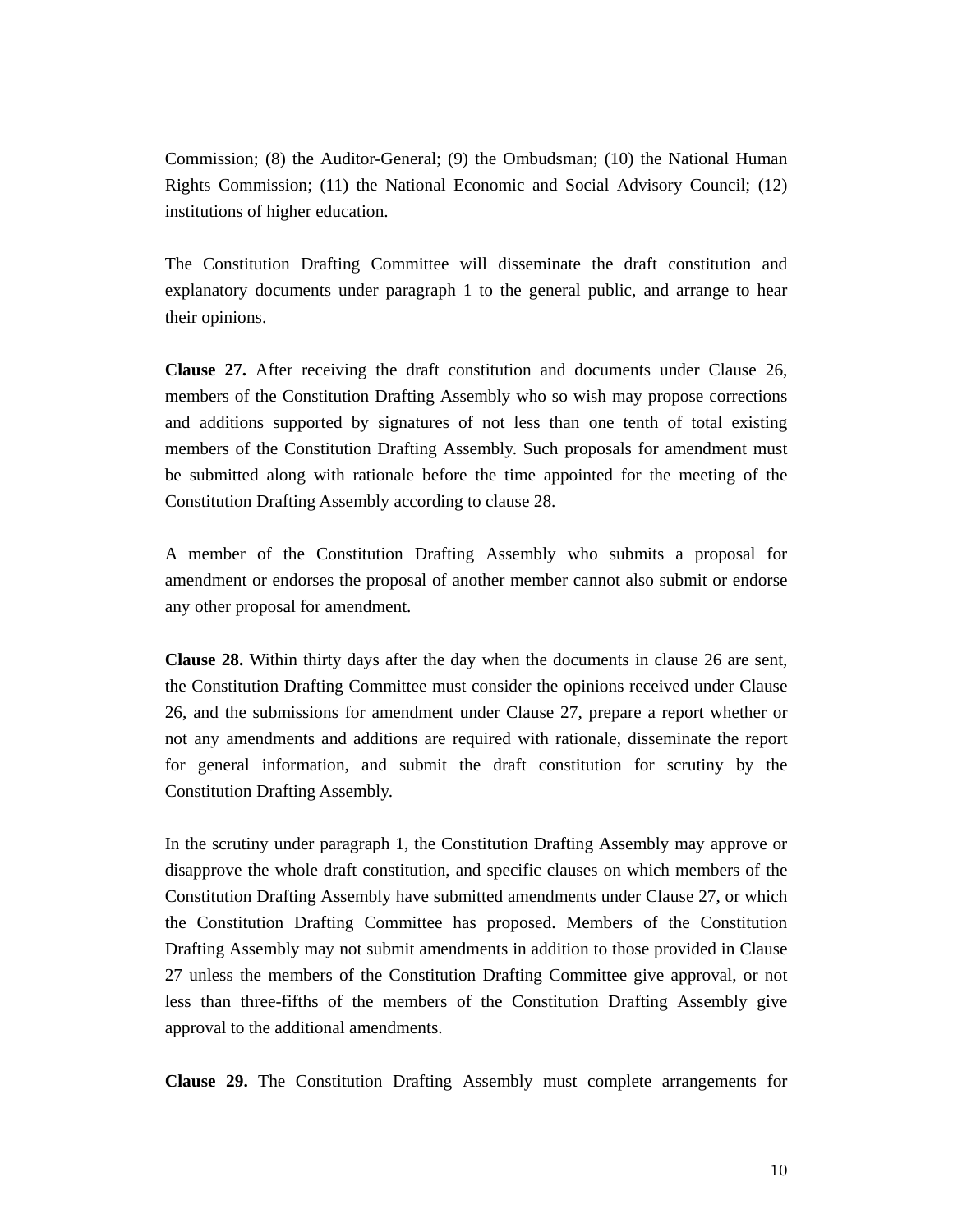Commission; (8) the Auditor-General; (9) the Ombudsman; (10) the National Human Rights Commission; (11) the National Economic and Social Advisory Council; (12) institutions of higher education.

The Constitution Drafting Committee will disseminate the draft constitution and explanatory documents under paragraph 1 to the general public, and arrange to hear their opinions.

**Clause 27.** After receiving the draft constitution and documents under Clause 26, members of the Constitution Drafting Assembly who so wish may propose corrections and additions supported by signatures of not less than one tenth of total existing members of the Constitution Drafting Assembly. Such proposals for amendment must be submitted along with rationale before the time appointed for the meeting of the Constitution Drafting Assembly according to clause 28.

A member of the Constitution Drafting Assembly who submits a proposal for amendment or endorses the proposal of another member cannot also submit or endorse any other proposal for amendment.

**Clause 28.** Within thirty days after the day when the documents in clause 26 are sent, the Constitution Drafting Committee must consider the opinions received under Clause 26, and the submissions for amendment under Clause 27, prepare a report whether or not any amendments and additions are required with rationale, disseminate the report for general information, and submit the draft constitution for scrutiny by the Constitution Drafting Assembly.

In the scrutiny under paragraph 1, the Constitution Drafting Assembly may approve or disapprove the whole draft constitution, and specific clauses on which members of the Constitution Drafting Assembly have submitted amendments under Clause 27, or which the Constitution Drafting Committee has proposed. Members of the Constitution Drafting Assembly may not submit amendments in addition to those provided in Clause 27 unless the members of the Constitution Drafting Committee give approval, or not less than three-fifths of the members of the Constitution Drafting Assembly give approval to the additional amendments.

**Clause 29.** The Constitution Drafting Assembly must complete arrangements for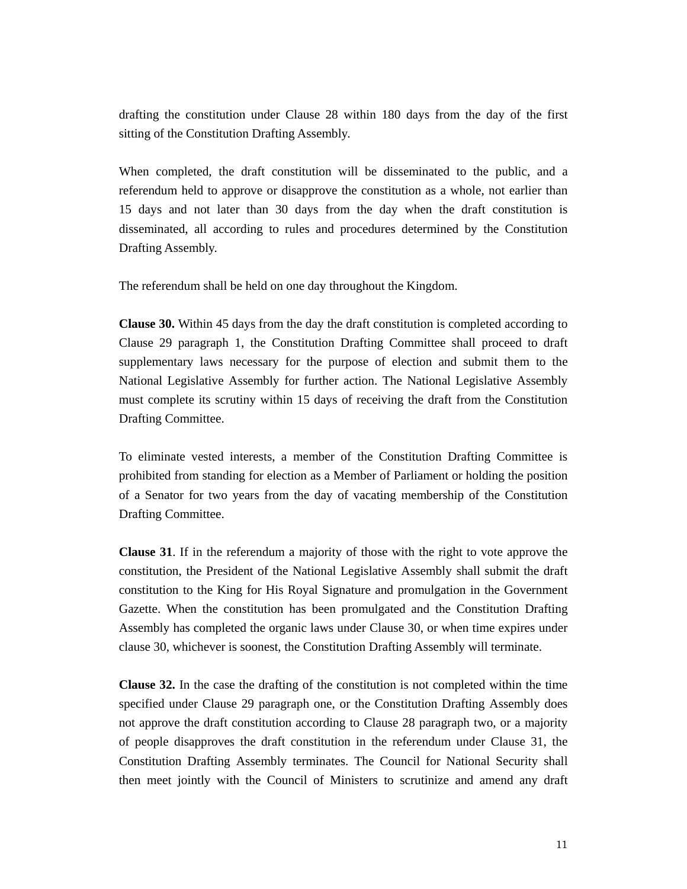drafting the constitution under Clause 28 within 180 days from the day of the first sitting of the Constitution Drafting Assembly.

When completed, the draft constitution will be disseminated to the public, and a referendum held to approve or disapprove the constitution as a whole, not earlier than 15 days and not later than 30 days from the day when the draft constitution is disseminated, all according to rules and procedures determined by the Constitution Drafting Assembly.

The referendum shall be held on one day throughout the Kingdom.

**Clause 30.** Within 45 days from the day the draft constitution is completed according to Clause 29 paragraph 1, the Constitution Drafting Committee shall proceed to draft supplementary laws necessary for the purpose of election and submit them to the National Legislative Assembly for further action. The National Legislative Assembly must complete its scrutiny within 15 days of receiving the draft from the Constitution Drafting Committee.

To eliminate vested interests, a member of the Constitution Drafting Committee is prohibited from standing for election as a Member of Parliament or holding the position of a Senator for two years from the day of vacating membership of the Constitution Drafting Committee.

**Clause 31**. If in the referendum a majority of those with the right to vote approve the constitution, the President of the National Legislative Assembly shall submit the draft constitution to the King for His Royal Signature and promulgation in the Government Gazette. When the constitution has been promulgated and the Constitution Drafting Assembly has completed the organic laws under Clause 30, or when time expires under clause 30, whichever is soonest, the Constitution Drafting Assembly will terminate.

**Clause 32.** In the case the drafting of the constitution is not completed within the time specified under Clause 29 paragraph one, or the Constitution Drafting Assembly does not approve the draft constitution according to Clause 28 paragraph two, or a majority of people disapproves the draft constitution in the referendum under Clause 31, the Constitution Drafting Assembly terminates. The Council for National Security shall then meet jointly with the Council of Ministers to scrutinize and amend any draft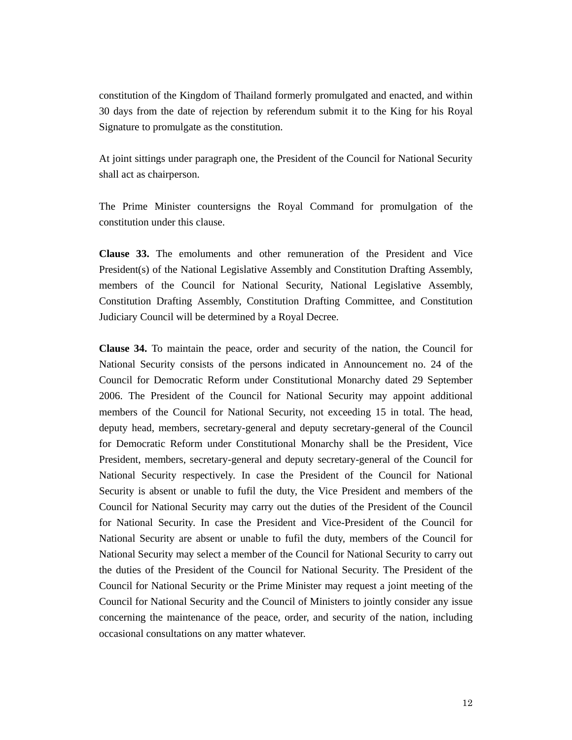constitution of the Kingdom of Thailand formerly promulgated and enacted, and within 30 days from the date of rejection by referendum submit it to the King for his Royal Signature to promulgate as the constitution.

At joint sittings under paragraph one, the President of the Council for National Security shall act as chairperson.

The Prime Minister countersigns the Royal Command for promulgation of the constitution under this clause.

**Clause 33.** The emoluments and other remuneration of the President and Vice President(s) of the National Legislative Assembly and Constitution Drafting Assembly, members of the Council for National Security, National Legislative Assembly, Constitution Drafting Assembly, Constitution Drafting Committee, and Constitution Judiciary Council will be determined by a Royal Decree.

**Clause 34.** To maintain the peace, order and security of the nation, the Council for National Security consists of the persons indicated in Announcement no. 24 of the Council for Democratic Reform under Constitutional Monarchy dated 29 September 2006. The President of the Council for National Security may appoint additional members of the Council for National Security, not exceeding 15 in total. The head, deputy head, members, secretary-general and deputy secretary-general of the Council for Democratic Reform under Constitutional Monarchy shall be the President, Vice President, members, secretary-general and deputy secretary-general of the Council for National Security respectively. In case the President of the Council for National Security is absent or unable to fufil the duty, the Vice President and members of the Council for National Security may carry out the duties of the President of the Council for National Security. In case the President and Vice-President of the Council for National Security are absent or unable to fufil the duty, members of the Council for National Security may select a member of the Council for National Security to carry out the duties of the President of the Council for National Security. The President of the Council for National Security or the Prime Minister may request a joint meeting of the Council for National Security and the Council of Ministers to jointly consider any issue concerning the maintenance of the peace, order, and security of the nation, including occasional consultations on any matter whatever.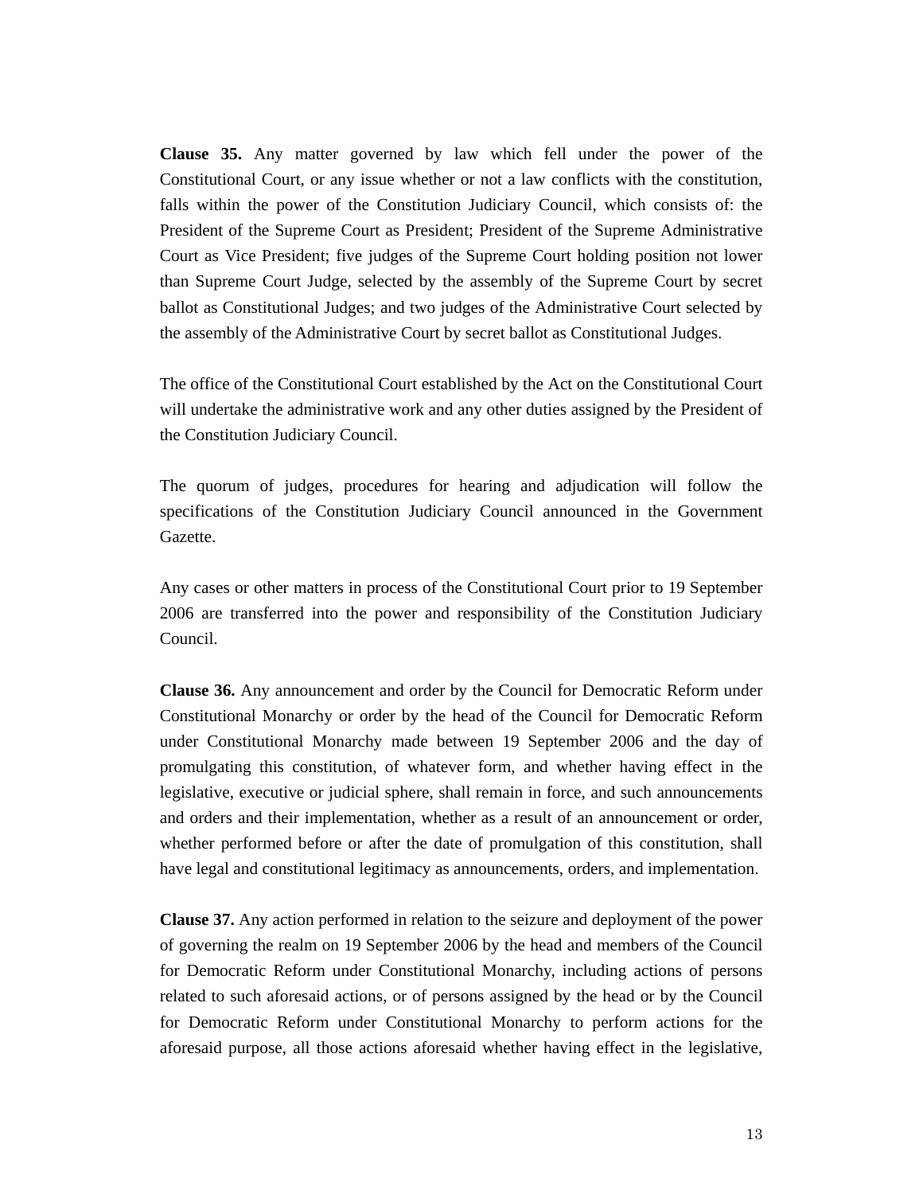**Clause 35.** Any matter governed by law which fell under the power of the Constitutional Court, or any issue whether or not a law conflicts with the constitution, falls within the power of the Constitution Judiciary Council, which consists of: the President of the Supreme Court as President; President of the Supreme Administrative Court as Vice President; five judges of the Supreme Court holding position not lower than Supreme Court Judge, selected by the assembly of the Supreme Court by secret ballot as Constitutional Judges; and two judges of the Administrative Court selected by the assembly of the Administrative Court by secret ballot as Constitutional Judges.

The office of the Constitutional Court established by the Act on the Constitutional Court will undertake the administrative work and any other duties assigned by the President of the Constitution Judiciary Council.

The quorum of judges, procedures for hearing and adjudication will follow the specifications of the Constitution Judiciary Council announced in the Government Gazette.

Any cases or other matters in process of the Constitutional Court prior to 19 September 2006 are transferred into the power and responsibility of the Constitution Judiciary Council.

**Clause 36.** Any announcement and order by the Council for Democratic Reform under Constitutional Monarchy or order by the head of the Council for Democratic Reform under Constitutional Monarchy made between 19 September 2006 and the day of promulgating this constitution, of whatever form, and whether having effect in the legislative, executive or judicial sphere, shall remain in force, and such announcements and orders and their implementation, whether as a result of an announcement or order, whether performed before or after the date of promulgation of this constitution, shall have legal and constitutional legitimacy as announcements, orders, and implementation.

**Clause 37.** Any action performed in relation to the seizure and deployment of the power of governing the realm on 19 September 2006 by the head and members of the Council for Democratic Reform under Constitutional Monarchy, including actions of persons related to such aforesaid actions, or of persons assigned by the head or by the Council for Democratic Reform under Constitutional Monarchy to perform actions for the aforesaid purpose, all those actions aforesaid whether having effect in the legislative,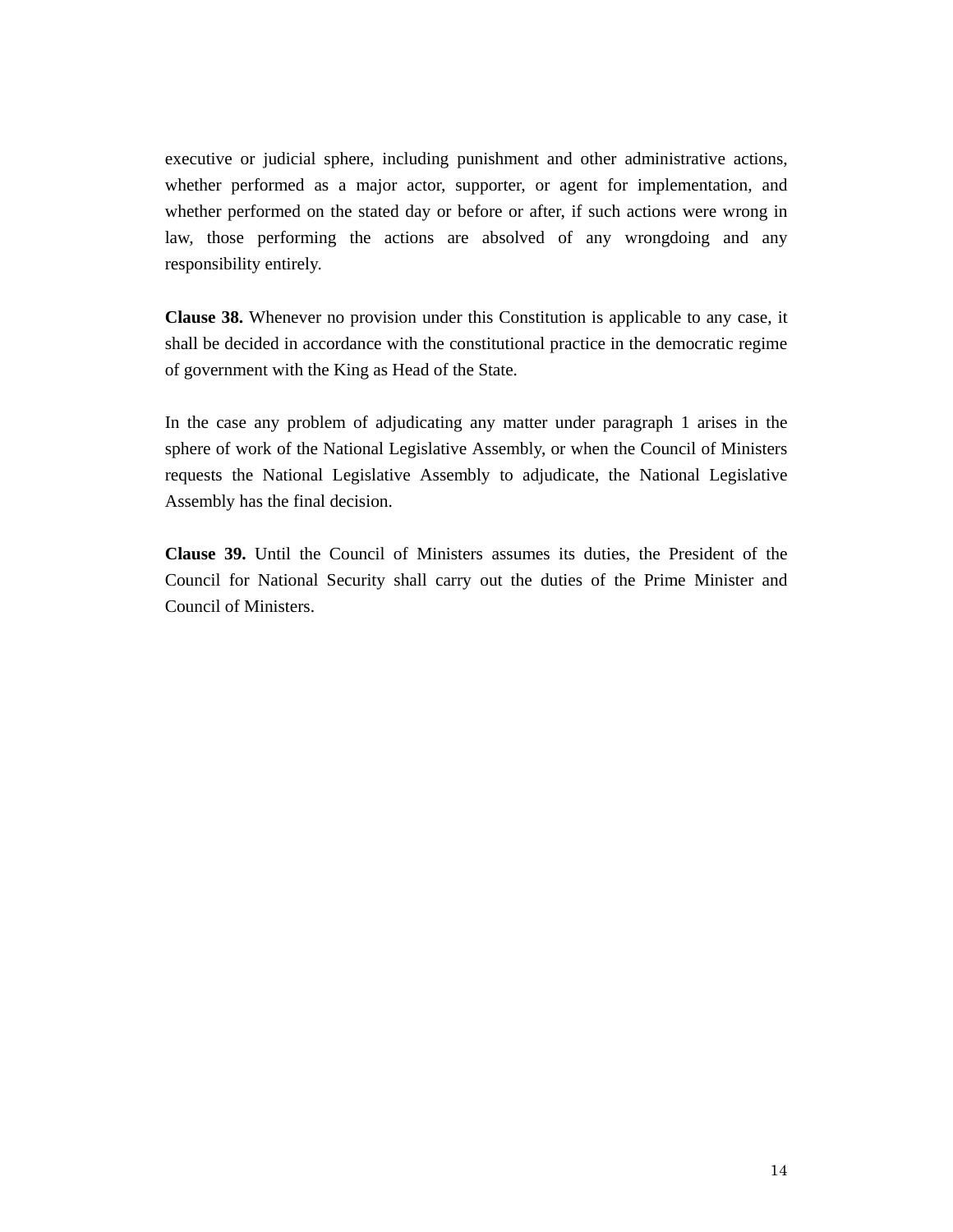executive or judicial sphere, including punishment and other administrative actions, whether performed as a major actor, supporter, or agent for implementation, and whether performed on the stated day or before or after, if such actions were wrong in law, those performing the actions are absolved of any wrongdoing and any responsibility entirely.

**Clause 38.** Whenever no provision under this Constitution is applicable to any case, it shall be decided in accordance with the constitutional practice in the democratic regime of government with the King as Head of the State.

In the case any problem of adjudicating any matter under paragraph 1 arises in the sphere of work of the National Legislative Assembly, or when the Council of Ministers requests the National Legislative Assembly to adjudicate, the National Legislative Assembly has the final decision.

**Clause 39.** Until the Council of Ministers assumes its duties, the President of the Council for National Security shall carry out the duties of the Prime Minister and Council of Ministers.